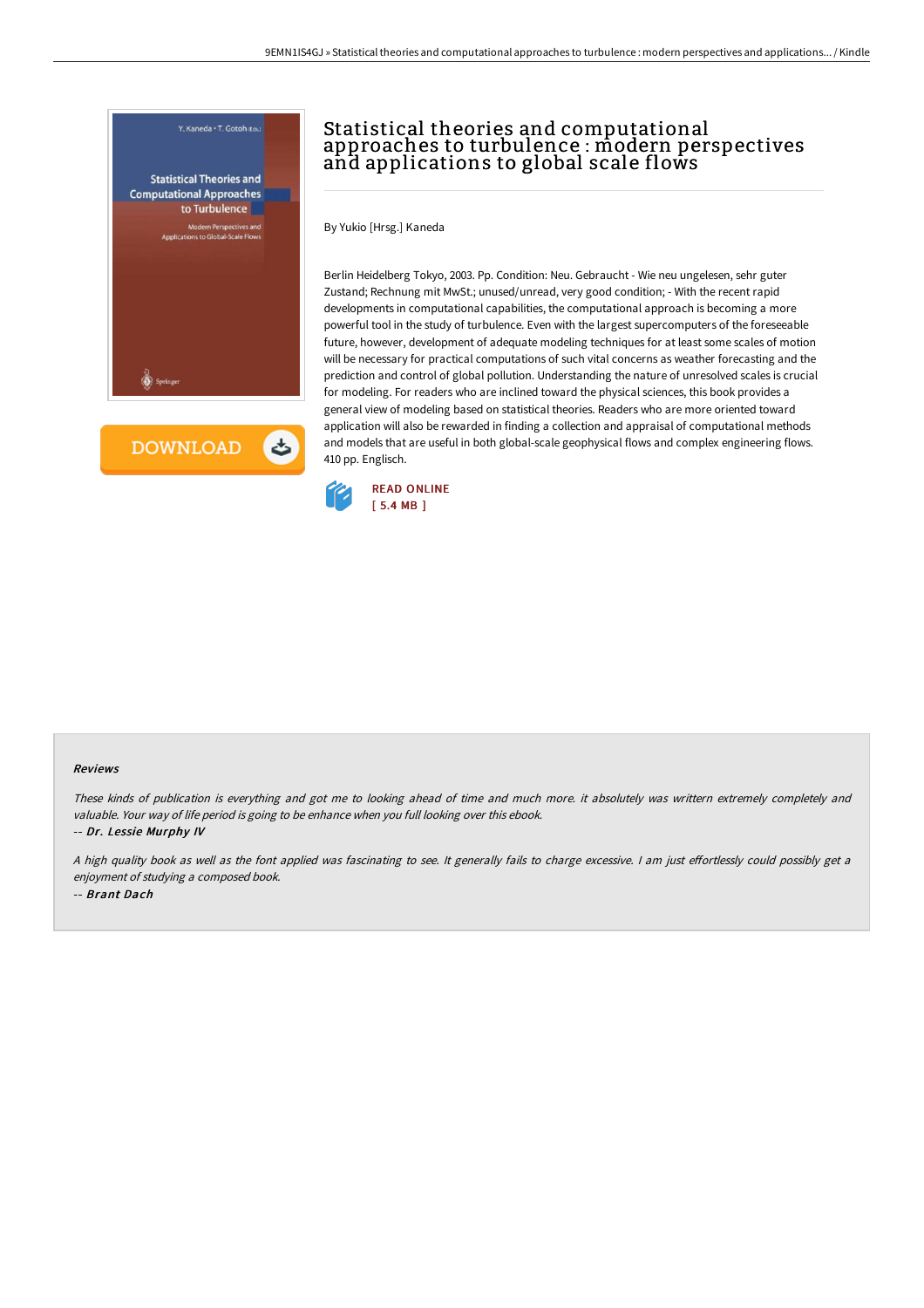# Statistical theories and computational approaches to turbulence : modern perspectives and applications to global scale flows

By Yukio [Hrsg.] Kaneda

Berlin Heidelberg Tokyo, 2003. Pp. Condition: Neu. Gebraucht - Wie neu ungelesen, sehr guter Zustand; Rechnung mit MwSt.; unused/unread, very good condition; - With the recent rapid developments in computational capabilities, the computational approach is becoming a more powerful tool in the study of turbulence. Even with the largest supercomputers of the foreseeable future, however, development of adequate modeling techniques for at least some scales of motion will be necessary for practical computations of such vital concerns as weather forecasting and the prediction and control of global pollution. Understanding the nature of unresolved scales is crucial for modeling. For readers who are inclined toward the physical sciences, this book provides a general view of modeling based on statistical theories. Readers who are more oriented toward application will also be rewarded in finding a collection and appraisal of computational methods and models that are useful in both global-scale geophysical flows and complex engineering flows. 410 pp. Englisch.

READ ONLINE
[ 5.4 MB ]

### Reviews

*These kinds of publication is everything and got me to looking ahead of time and much more. it absolutely was writtern extremely completely and valuable. Your way of life period is going to be enhance when you full looking over this ebook.*

*-- Dr. Lessie Murphy IV*

*A high quality book as well as the font applied was fascinating to see. It generally fails to charge excessive. I am just effortlessly could possibly get a enjoyment of studying a composed book.*

*-- Brant Dach*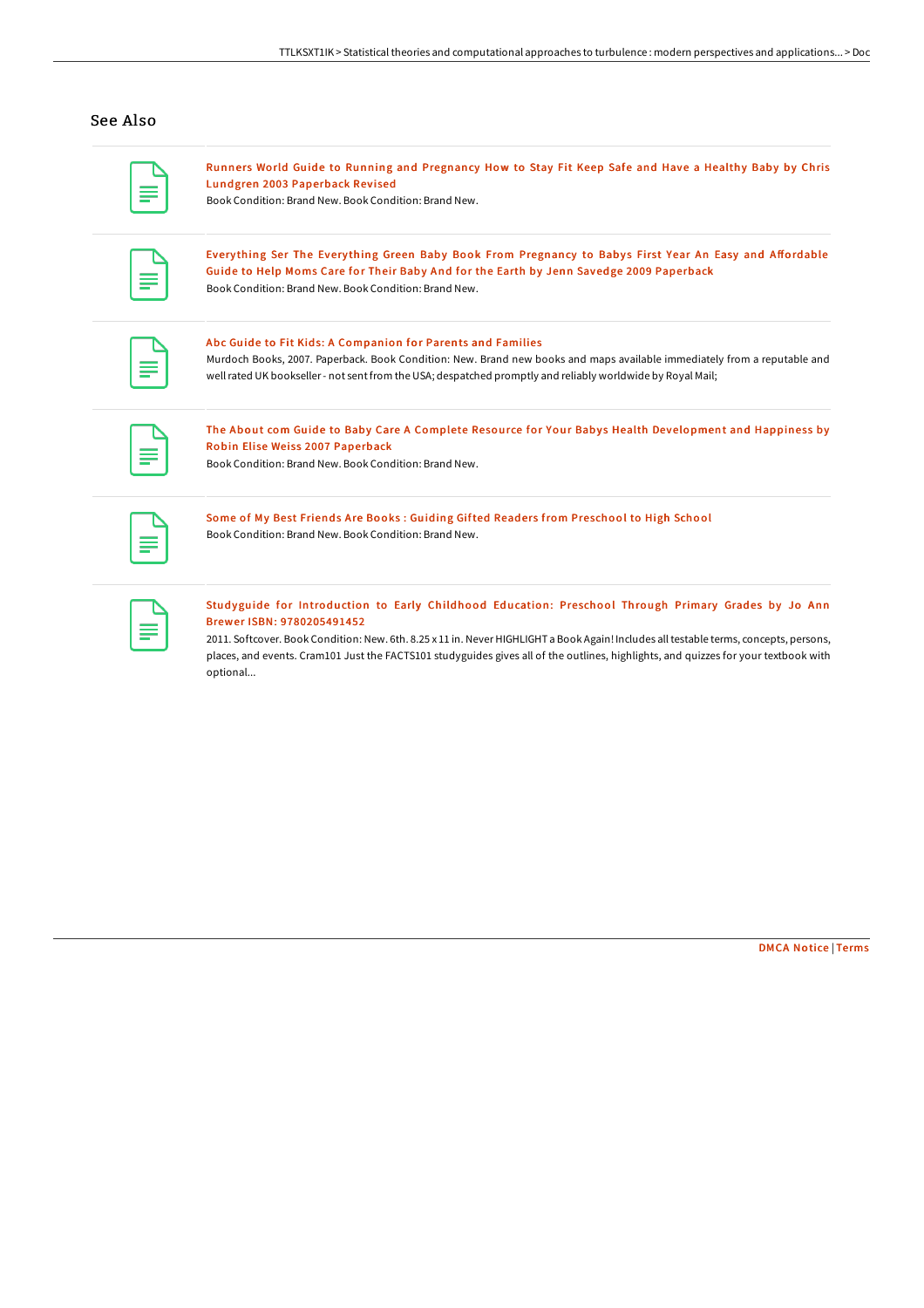## See Also

Runners World Guide to Running and Pregnancy How to Stay Fit Keep Safe and Have a Healthy Baby by Chris Lundgren 2003 Paperback Revised

Book Condition: Brand New. Book Condition: Brand New.

Everything Ser The Everything Green Baby Book From Pregnancy to Babys First Year An Easy and Affordable Guide to Help Moms Care for Their Baby And for the Earth by Jenn Savedge 2009 Paperback

Book Condition: Brand New. Book Condition: Brand New.

Abc Guide to Fit Kids: A Companion for Parents and Families

Murdoch Books, 2007. Paperback. Book Condition: New. Brand new books and maps available immediately from a reputable and well rated UK bookseller - not sent from the USA; despatched promptly and reliably worldwide by Royal Mail;

The About com Guide to Baby Care A Complete Resource for Your Babys Health Development and Happiness by Robin Elise Weiss 2007 Paperback

Book Condition: Brand New. Book Condition: Brand New.

Some of My Best Friends Are Books : Guiding Gifted Readers from Preschool to High School

Book Condition: Brand New. Book Condition: Brand New.

Studyguide for Introduction to Early Childhood Education: Preschool Through Primary Grades by Jo Ann Brewer ISBN: 9780205491452

2011. Softcover. Book Condition: New. 6th. 8.25 x 11 in. Never HIGHLIGHT a Book Again! Includes all testable terms, concepts, persons, places, and events. Cram101 Just the FACTS101 studyguides gives all of the outlines, highlights, and quizzes for your textbook with optional...